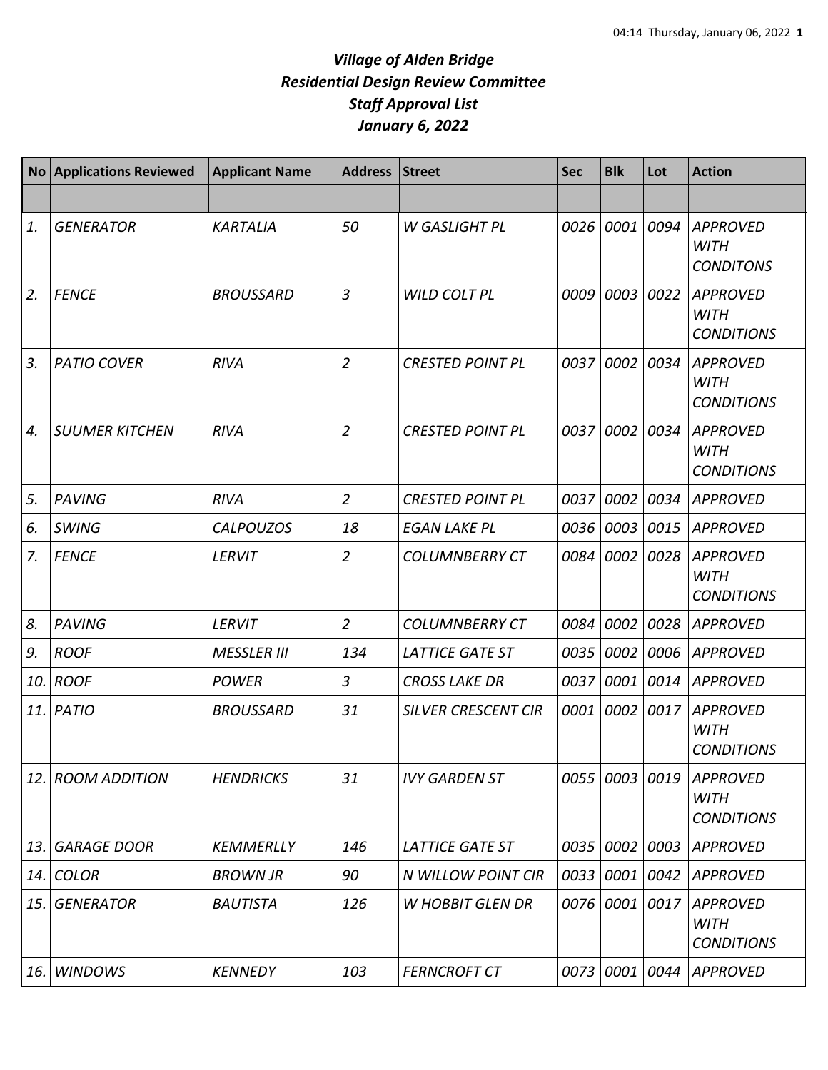# *Village of Alden Bridge*
# *Residential Design Review Committee*
# *Staff Approval List*
# *January 6, 2022*

| No | Applications Reviewed | Applicant Name | Address | Street | Sec | Blk | Lot | Action |
|---|---|---|---|---|---|---|---|---|
| | | | | | | | | |
| 1. | GENERATOR | KARTALIA | 50 | W GASLIGHT PL | 0026 | 0001 | 0094 | APPROVED WITH CONDITONS |
| 2. | FENCE | BROUSSARD | 3 | WILD COLT PL | 0009 | 0003 | 0022 | APPROVED WITH CONDITIONS |
| 3. | PATIO COVER | RIVA | 2 | CRESTED POINT PL | 0037 | 0002 | 0034 | APPROVED WITH CONDITIONS |
| 4. | SUUMER KITCHEN | RIVA | 2 | CRESTED POINT PL | 0037 | 0002 | 0034 | APPROVED WITH CONDITIONS |
| 5. | PAVING | RIVA | 2 | CRESTED POINT PL | 0037 | 0002 | 0034 | APPROVED |
| 6. | SWING | CALPOUZOS | 18 | EGAN LAKE PL | 0036 | 0003 | 0015 | APPROVED |
| 7. | FENCE | LERVIT | 2 | COLUMNBERRY CT | 0084 | 0002 | 0028 | APPROVED WITH CONDITIONS |
| 8. | PAVING | LERVIT | 2 | COLUMNBERRY CT | 0084 | 0002 | 0028 | APPROVED |
| 9. | ROOF | MESSLER III | 134 | LATTICE GATE ST | 0035 | 0002 | 0006 | APPROVED |
| 10. | ROOF | POWER | 3 | CROSS LAKE DR | 0037 | 0001 | 0014 | APPROVED |
| 11. | PATIO | BROUSSARD | 31 | SILVER CRESCENT CIR | 0001 | 0002 | 0017 | APPROVED WITH CONDITIONS |
| 12. | ROOM ADDITION | HENDRICKS | 31 | IVY GARDEN ST | 0055 | 0003 | 0019 | APPROVED WITH CONDITIONS |
| 13. | GARAGE DOOR | KEMMERLLY | 146 | LATTICE GATE ST | 0035 | 0002 | 0003 | APPROVED |
| 14. | COLOR | BROWN JR | 90 | N WILLOW POINT CIR | 0033 | 0001 | 0042 | APPROVED |
| 15. | GENERATOR | BAUTISTA | 126 | W HOBBIT GLEN DR | 0076 | 0001 | 0017 | APPROVED WITH CONDITIONS |
| 16. | WINDOWS | KENNEDY | 103 | FERNCROFT CT | 0073 | 0001 | 0044 | APPROVED |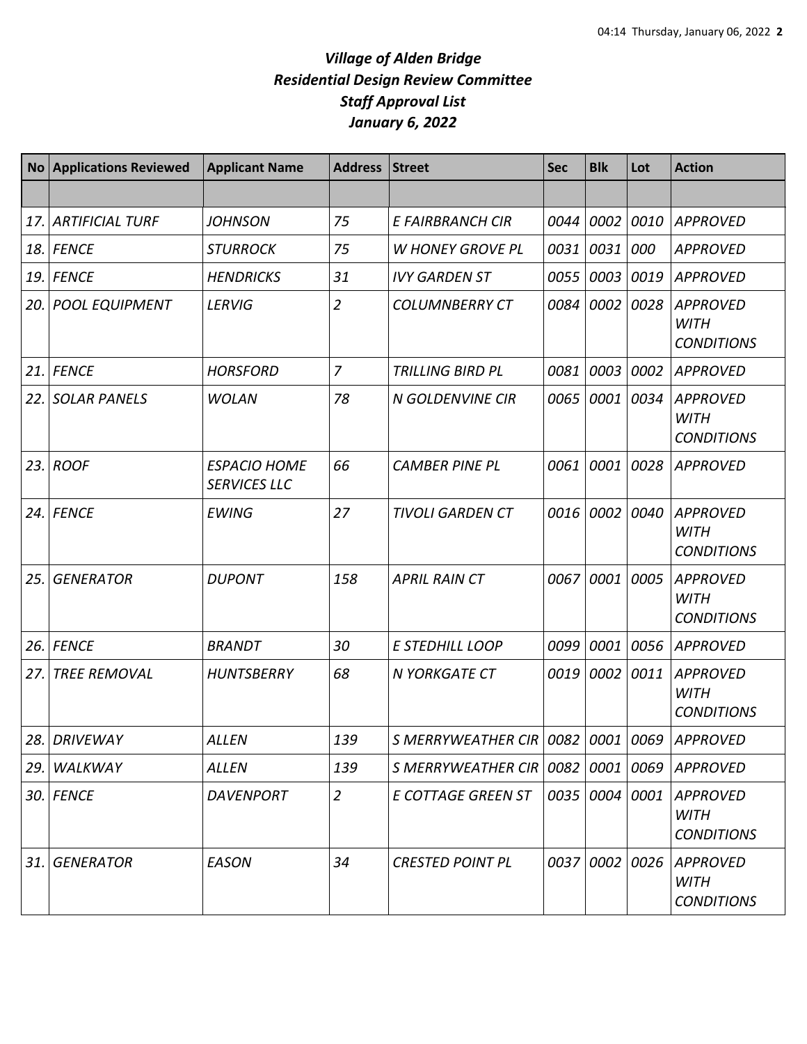# *Village of Alden Bridge*
# *Residential Design Review Committee*
# *Staff Approval List*
# *January 6, 2022*

| No | Applications Reviewed | Applicant Name | Address | Street | Sec | Blk | Lot | Action |
|---|---|---|---|---|---|---|---|---|
| | | | | | | | | |
| 17. | ARTIFICIAL TURF | JOHNSON | 75 | E FAIRBRANCH CIR | 0044 | 0002 | 0010 | APPROVED |
| 18. | FENCE | STURROCK | 75 | W HONEY GROVE PL | 0031 | 0031 | 000 | APPROVED |
| 19. | FENCE | HENDRICKS | 31 | IVY GARDEN ST | 0055 | 0003 | 0019 | APPROVED |
| 20. | POOL EQUIPMENT | LERVIG | 2 | COLUMNBERRY CT | 0084 | 0002 | 0028 | APPROVED WITH CONDITIONS |
| 21. | FENCE | HORSFORD | 7 | TRILLING BIRD PL | 0081 | 0003 | 0002 | APPROVED |
| 22. | SOLAR PANELS | WOLAN | 78 | N GOLDENVINE CIR | 0065 | 0001 | 0034 | APPROVED WITH CONDITIONS |
| 23. | ROOF | ESPACIO HOME SERVICES LLC | 66 | CAMBER PINE PL | 0061 | 0001 | 0028 | APPROVED |
| 24. | FENCE | EWING | 27 | TIVOLI GARDEN CT | 0016 | 0002 | 0040 | APPROVED WITH CONDITIONS |
| 25. | GENERATOR | DUPONT | 158 | APRIL RAIN CT | 0067 | 0001 | 0005 | APPROVED WITH CONDITIONS |
| 26. | FENCE | BRANDT | 30 | E STEDHILL LOOP | 0099 | 0001 | 0056 | APPROVED |
| 27. | TREE REMOVAL | HUNTSBERRY | 68 | N YORKGATE CT | 0019 | 0002 | 0011 | APPROVED WITH CONDITIONS |
| 28. | DRIVEWAY | ALLEN | 139 | S MERRYWEATHER CIR | 0082 | 0001 | 0069 | APPROVED |
| 29. | WALKWAY | ALLEN | 139 | S MERRYWEATHER CIR | 0082 | 0001 | 0069 | APPROVED |
| 30. | FENCE | DAVENPORT | 2 | E COTTAGE GREEN ST | 0035 | 0004 | 0001 | APPROVED WITH CONDITIONS |
| 31. | GENERATOR | EASON | 34 | CRESTED POINT PL | 0037 | 0002 | 0026 | APPROVED WITH CONDITIONS |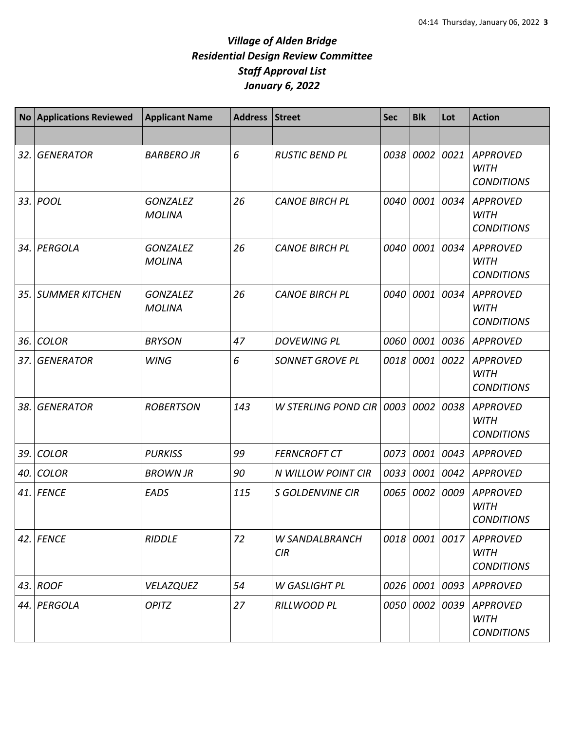# *Village of Alden Bridge*
# *Residential Design Review Committee*
# *Staff Approval List*
# *January 6, 2022*

| No | Applications Reviewed | Applicant Name | Address | Street | Sec | Blk | Lot | Action |
|---|---|---|---|---|---|---|---|---|
| | | | | | | | | |
| *32.* | *GENERATOR* | *BARBERO JR* | *6* | *RUSTIC BEND PL* | *0038* | *0002* | *0021* | *APPROVED WITH CONDITIONS* |
| *33.* | *POOL* | *GONZALEZ MOLINA* | *26* | *CANOE BIRCH PL* | *0040* | *0001* | *0034* | *APPROVED WITH CONDITIONS* |
| *34.* | *PERGOLA* | *GONZALEZ MOLINA* | *26* | *CANOE BIRCH PL* | *0040* | *0001* | *0034* | *APPROVED WITH CONDITIONS* |
| *35.* | *SUMMER KITCHEN* | *GONZALEZ MOLINA* | *26* | *CANOE BIRCH PL* | *0040* | *0001* | *0034* | *APPROVED WITH CONDITIONS* |
| *36.* | *COLOR* | *BRYSON* | *47* | *DOVEWING PL* | *0060* | *0001* | *0036* | *APPROVED* |
| *37.* | *GENERATOR* | *WING* | *6* | *SONNET GROVE PL* | *0018* | *0001* | *0022* | *APPROVED WITH CONDITIONS* |
| *38.* | *GENERATOR* | *ROBERTSON* | *143* | *W STERLING POND CIR* | *0003* | *0002* | *0038* | *APPROVED WITH CONDITIONS* |
| *39.* | *COLOR* | *PURKISS* | *99* | *FERNCROFT CT* | *0073* | *0001* | *0043* | *APPROVED* |
| *40.* | *COLOR* | *BROWN JR* | *90* | *N WILLOW POINT CIR* | *0033* | *0001* | *0042* | *APPROVED* |
| *41.* | *FENCE* | *EADS* | *115* | *S GOLDENVINE CIR* | *0065* | *0002* | *0009* | *APPROVED WITH CONDITIONS* |
| *42.* | *FENCE* | *RIDDLE* | *72* | *W SANDALBRANCH CIR* | *0018* | *0001* | *0017* | *APPROVED WITH CONDITIONS* |
| *43.* | *ROOF* | *VELAZQUEZ* | *54* | *W GASLIGHT PL* | *0026* | *0001* | *0093* | *APPROVED* |
| *44.* | *PERGOLA* | *OPITZ* | *27* | *RILLWOOD PL* | *0050* | *0002* | *0039* | *APPROVED WITH CONDITIONS* |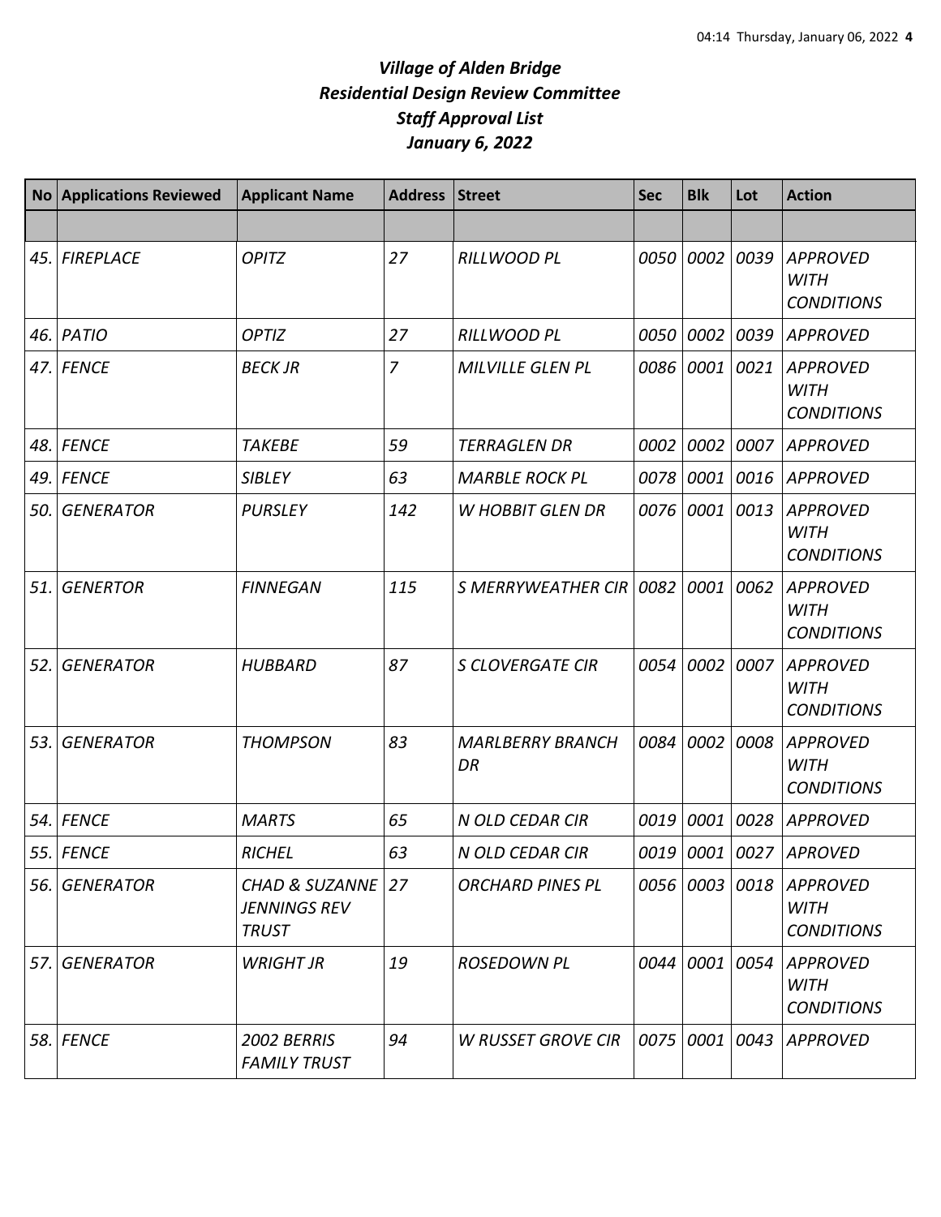# *Village of Alden Bridge*
# *Residential Design Review Committee*
# *Staff Approval List*
# *January 6, 2022*

| No | Applications Reviewed | Applicant Name | Address | Street | Sec | Blk | Lot | Action |
|---|---|---|---|---|---|---|---|---|
| | | | | | | | | |
| *45.* | *FIREPLACE* | *OPITZ* | *27* | *RILLWOOD PL* | *0050* | *0002* | *0039* | *APPROVED WITH CONDITIONS* |
| *46.* | *PATIO* | *OPTIZ* | *27* | *RILLWOOD PL* | *0050* | *0002* | *0039* | *APPROVED* |
| *47.* | *FENCE* | *BECK JR* | *7* | *MILVILLE GLEN PL* | *0086* | *0001* | *0021* | *APPROVED WITH CONDITIONS* |
| *48.* | *FENCE* | *TAKEBE* | *59* | *TERRAGLEN DR* | *0002* | *0002* | *0007* | *APPROVED* |
| *49.* | *FENCE* | *SIBLEY* | *63* | *MARBLE ROCK PL* | *0078* | *0001* | *0016* | *APPROVED* |
| *50.* | *GENERATOR* | *PURSLEY* | *142* | *W HOBBIT GLEN DR* | *0076* | *0001* | *0013* | *APPROVED WITH CONDITIONS* |
| *51.* | *GENERTOR* | *FINNEGAN* | *115* | *S MERRYWEATHER CIR* | *0082* | *0001* | *0062* | *APPROVED WITH CONDITIONS* |
| *52.* | *GENERATOR* | *HUBBARD* | *87* | *S CLOVERGATE CIR* | *0054* | *0002* | *0007* | *APPROVED WITH CONDITIONS* |
| *53.* | *GENERATOR* | *THOMPSON* | *83* | *MARLBERRY BRANCH DR* | *0084* | *0002* | *0008* | *APPROVED WITH CONDITIONS* |
| *54.* | *FENCE* | *MARTS* | *65* | *N OLD CEDAR CIR* | *0019* | *0001* | *0028* | *APPROVED* |
| *55.* | *FENCE* | *RICHEL* | *63* | *N OLD CEDAR CIR* | *0019* | *0001* | *0027* | *APROVED* |
| *56.* | *GENERATOR* | *CHAD & SUZANNE JENNINGS REV TRUST* | *27* | *ORCHARD PINES PL* | *0056* | *0003* | *0018* | *APPROVED WITH CONDITIONS* |
| *57.* | *GENERATOR* | *WRIGHT JR* | *19* | *ROSEDOWN PL* | *0044* | *0001* | *0054* | *APPROVED WITH CONDITIONS* |
| *58.* | *FENCE* | *2002 BERRIS FAMILY TRUST* | *94* | *W RUSSET GROVE CIR* | *0075* | *0001* | *0043* | *APPROVED* |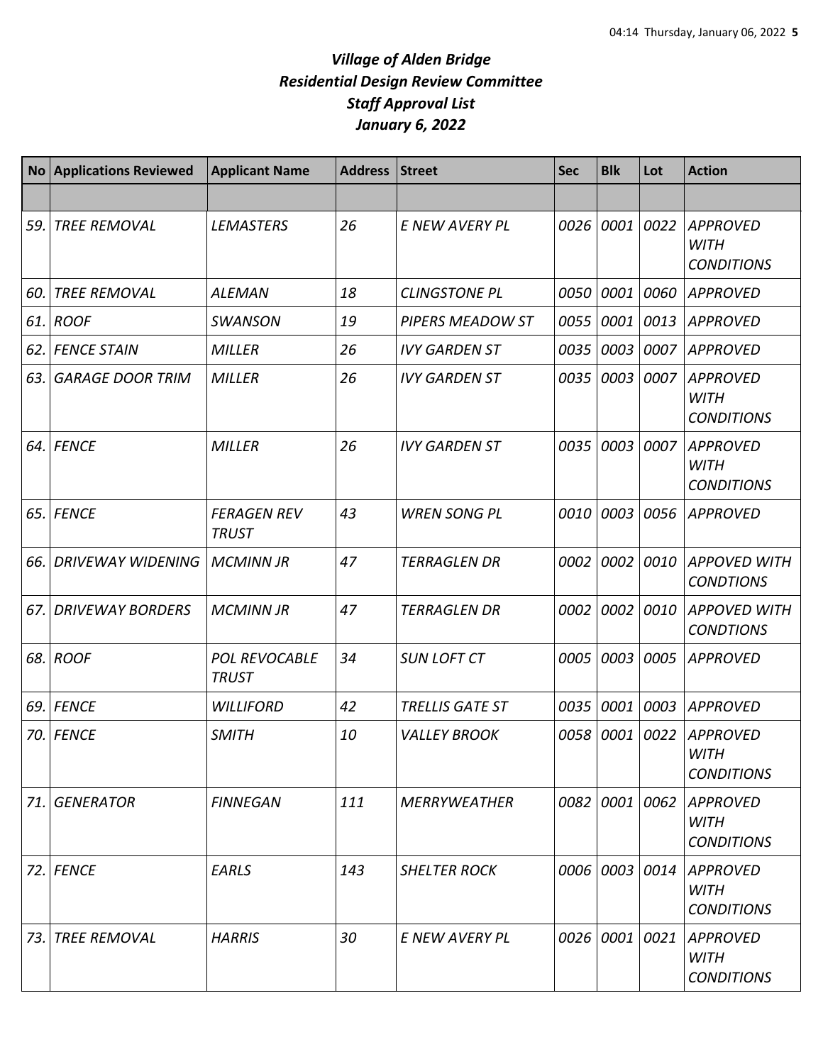# *Village of Alden Bridge*
# *Residential Design Review Committee*
# *Staff Approval List*
# *January 6, 2022*

| No | Applications Reviewed | Applicant Name | Address | Street | Sec | Blk | Lot | Action |
|---|---|---|---|---|---|---|---|---|
| | | | | | | | | |
| *59.* | *TREE REMOVAL* | *LEMASTERS* | *26* | *E NEW AVERY PL* | *0026* | *0001* | *0022* | *APPROVED WITH CONDITIONS* |
| *60.* | *TREE REMOVAL* | *ALEMAN* | *18* | *CLINGSTONE PL* | *0050* | *0001* | *0060* | *APPROVED* |
| *61.* | *ROOF* | *SWANSON* | *19* | *PIPERS MEADOW ST* | *0055* | *0001* | *0013* | *APPROVED* |
| *62.* | *FENCE STAIN* | *MILLER* | *26* | *IVY GARDEN ST* | *0035* | *0003* | *0007* | *APPROVED* |
| *63.* | *GARAGE DOOR TRIM* | *MILLER* | *26* | *IVY GARDEN ST* | *0035* | *0003* | *0007* | *APPROVED WITH CONDITIONS* |
| *64.* | *FENCE* | *MILLER* | *26* | *IVY GARDEN ST* | *0035* | *0003* | *0007* | *APPROVED WITH CONDITIONS* |
| *65.* | *FENCE* | *FERAGEN REV TRUST* | *43* | *WREN SONG PL* | *0010* | *0003* | *0056* | *APPROVED* |
| *66.* | *DRIVEWAY WIDENING* | *MCMINN JR* | *47* | *TERRAGLEN DR* | *0002* | *0002* | *0010* | *APPOVED WITH CONDTIONS* |
| *67.* | *DRIVEWAY BORDERS* | *MCMINN JR* | *47* | *TERRAGLEN DR* | *0002* | *0002* | *0010* | *APPOVED WITH CONDTIONS* |
| *68.* | *ROOF* | *POL REVOCABLE TRUST* | *34* | *SUN LOFT CT* | *0005* | *0003* | *0005* | *APPROVED* |
| *69.* | *FENCE* | *WILLIFORD* | *42* | *TRELLIS GATE ST* | *0035* | *0001* | *0003* | *APPROVED* |
| *70.* | *FENCE* | *SMITH* | *10* | *VALLEY BROOK* | *0058* | *0001* | *0022* | *APPROVED WITH CONDITIONS* |
| *71.* | *GENERATOR* | *FINNEGAN* | *111* | *MERRYWEATHER* | *0082* | *0001* | *0062* | *APPROVED WITH CONDITIONS* |
| *72.* | *FENCE* | *EARLS* | *143* | *SHELTER ROCK* | *0006* | *0003* | *0014* | *APPROVED WITH CONDITIONS* |
| *73.* | *TREE REMOVAL* | *HARRIS* | *30* | *E NEW AVERY PL* | *0026* | *0001* | *0021* | *APPROVED WITH CONDITIONS* |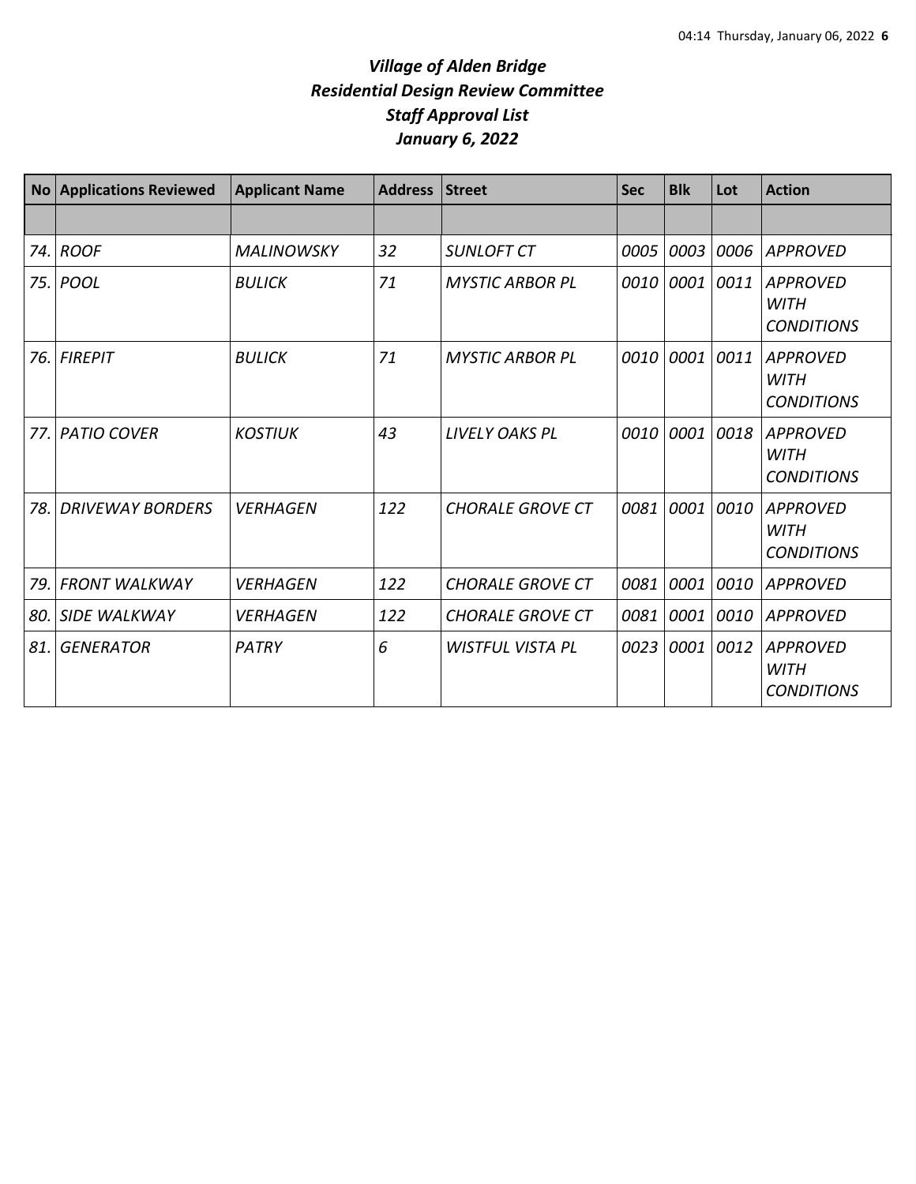# *Village of Alden Bridge*
# *Residential Design Review Committee*
# *Staff Approval List*
# *January 6, 2022*

| No | Applications Reviewed | Applicant Name | Address | Street | Sec | Blk | Lot | Action |
|---|---|---|---|---|---|---|---|---|
| | | | | | | | | |
| *74.* | *ROOF* | *MALINOWSKY* | *32* | *SUNLOFT CT* | *0005* | *0003* | *0006* | *APPROVED* |
| *75.* | *POOL* | *BULICK* | *71* | *MYSTIC ARBOR PL* | *0010* | *0001* | *0011* | *APPROVED WITH CONDITIONS* |
| *76.* | *FIREPIT* | *BULICK* | *71* | *MYSTIC ARBOR PL* | *0010* | *0001* | *0011* | *APPROVED WITH CONDITIONS* |
| *77.* | *PATIO COVER* | *KOSTIUK* | *43* | *LIVELY OAKS PL* | *0010* | *0001* | *0018* | *APPROVED WITH CONDITIONS* |
| *78.* | *DRIVEWAY BORDERS* | *VERHAGEN* | *122* | *CHORALE GROVE CT* | *0081* | *0001* | *0010* | *APPROVED WITH CONDITIONS* |
| *79.* | *FRONT WALKWAY* | *VERHAGEN* | *122* | *CHORALE GROVE CT* | *0081* | *0001* | *0010* | *APPROVED* |
| *80.* | *SIDE WALKWAY* | *VERHAGEN* | *122* | *CHORALE GROVE CT* | *0081* | *0001* | *0010* | *APPROVED* |
| *81.* | *GENERATOR* | *PATRY* | *6* | *WISTFUL VISTA PL* | *0023* | *0001* | *0012* | *APPROVED WITH CONDITIONS* |